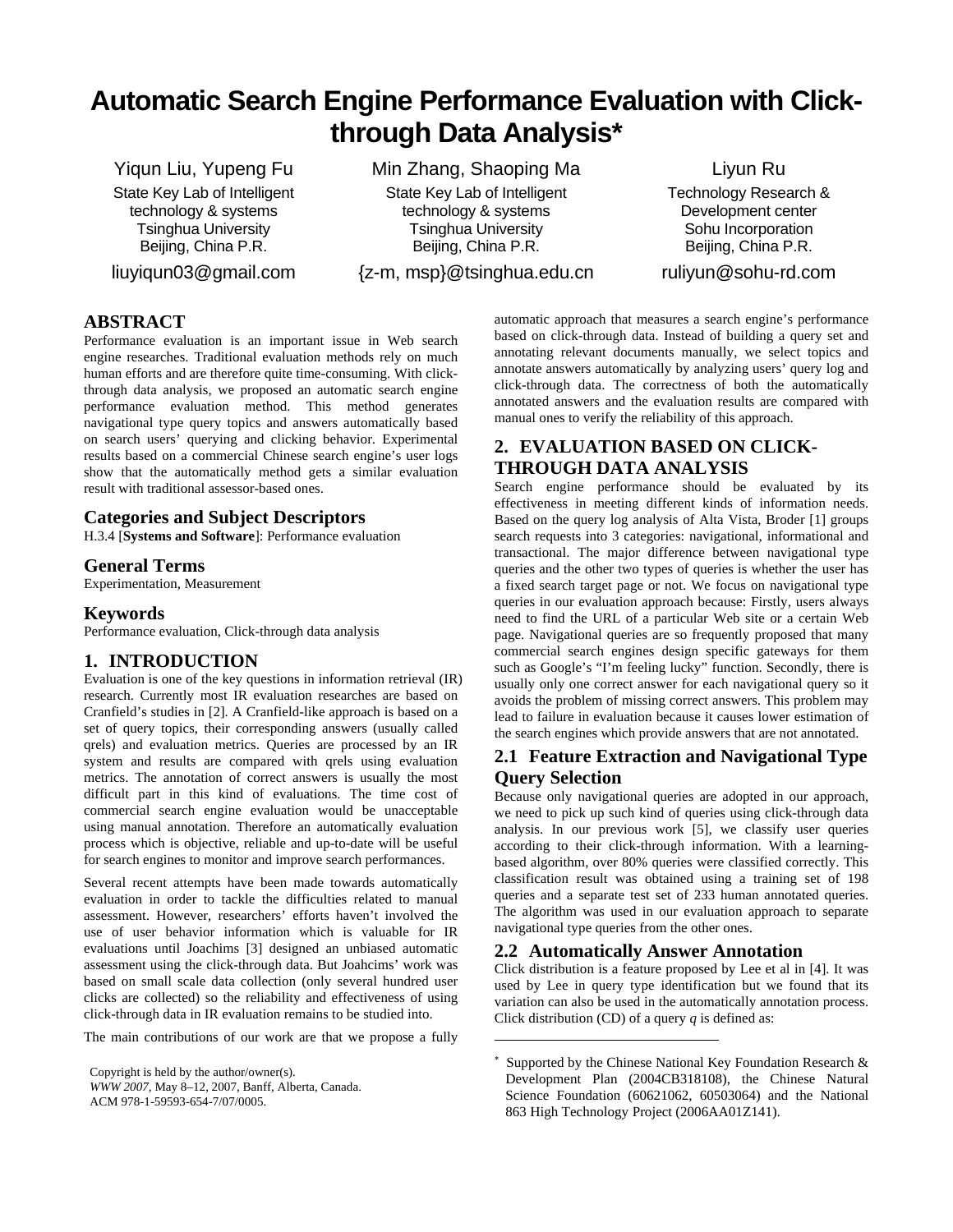# Automatic Search Engine Performance Evaluation with Click-through Data Analysis*

Yiqun Liu, Yupeng Fu
State Key Lab of Intelligent technology & systems
Tsinghua University
Beijing, China P.R.
liuyiqun03@gmail.com

Min Zhang, Shaoping Ma
State Key Lab of Intelligent technology & systems
Tsinghua University
Beijing, China P.R.
{z-m, msp}@tsinghua.edu.cn

Liyun Ru
Technology Research & Development center
Sohu Incorporation
Beijing, China P.R.
ruliyun@sohu-rd.com

## ABSTRACT

Performance evaluation is an important issue in Web search engine researches. Traditional evaluation methods rely on much human efforts and are therefore quite time-consuming. With click-through data analysis, we proposed an automatic search engine performance evaluation method. This method generates navigational type query topics and answers automatically based on search users' querying and clicking behavior. Experimental results based on a commercial Chinese search engine's user logs show that the automatically method gets a similar evaluation result with traditional assessor-based ones.

### Categories and Subject Descriptors

H.3.4 [**Systems and Software**]: Performance evaluation

### General Terms

Experimentation, Measurement

### Keywords

Performance evaluation, Click-through data analysis

## 1. INTRODUCTION

Evaluation is one of the key questions in information retrieval (IR) research. Currently most IR evaluation researches are based on Cranfield's studies in [2]. A Cranfield-like approach is based on a set of query topics, their corresponding answers (usually called qrels) and evaluation metrics. Queries are processed by an IR system and results are compared with qrels using evaluation metrics. The annotation of correct answers is usually the most difficult part in this kind of evaluations. The time cost of commercial search engine evaluation would be unacceptable using manual annotation. Therefore an automatically evaluation process which is objective, reliable and up-to-date will be useful for search engines to monitor and improve search performances.

Several recent attempts have been made towards automatically evaluation in order to tackle the difficulties related to manual assessment. However, researchers' efforts haven't involved the use of user behavior information which is valuable for IR evaluations until Joachims [3] designed an unbiased automatic assessment using the click-through data. But Joahcims' work was based on small scale data collection (only several hundred user clicks are collected) so the reliability and effectiveness of using click-through data in IR evaluation remains to be studied into.

The main contributions of our work are that we propose a fully automatic approach that measures a search engine's performance based on click-through data. Instead of building a query set and annotating relevant documents manually, we select topics and annotate answers automatically by analyzing users' query log and click-through data. The correctness of both the automatically annotated answers and the evaluation results are compared with manual ones to verify the reliability of this approach.

Copyright is held by the author/owner(s).
*WWW 2007*, May 8–12, 2007, Banff, Alberta, Canada.
ACM 978-1-59593-654-7/07/0005.

## 2. EVALUATION BASED ON CLICK-THROUGH DATA ANALYSIS

Search engine performance should be evaluated by its effectiveness in meeting different kinds of information needs. Based on the query log analysis of Alta Vista, Broder [1] groups search requests into 3 categories: navigational, informational and transactional. The major difference between navigational type queries and the other two types of queries is whether the user has a fixed search target page or not. We focus on navigational type queries in our evaluation approach because: Firstly, users always need to find the URL of a particular Web site or a certain Web page. Navigational queries are so frequently proposed that many commercial search engines design specific gateways for them such as Google's "I'm feeling lucky" function. Secondly, there is usually only one correct answer for each navigational query so it avoids the problem of missing correct answers. This problem may lead to failure in evaluation because it causes lower estimation of the search engines which provide answers that are not annotated.

### 2.1 Feature Extraction and Navigational Type Query Selection

Because only navigational queries are adopted in our approach, we need to pick up such kind of queries using click-through data analysis. In our previous work [5], we classify user queries according to their click-through information. With a learning-based algorithm, over 80% queries were classified correctly. This classification result was obtained using a training set of 198 queries and a separate test set of 233 human annotated queries. The algorithm was used in our evaluation approach to separate navigational type queries from the other ones.

### 2.2 Automatically Answer Annotation

Click distribution is a feature proposed by Lee et al in [4]. It was used by Lee in query type identification but we found that its variation can also be used in the automatically annotation process. Click distribution (CD) of a query *q* is defined as:

* Supported by the Chinese National Key Foundation Research & Development Plan (2004CB318108), the Chinese Natural Science Foundation (60621062, 60503064) and the National 863 High Technology Project (2006AA01Z141).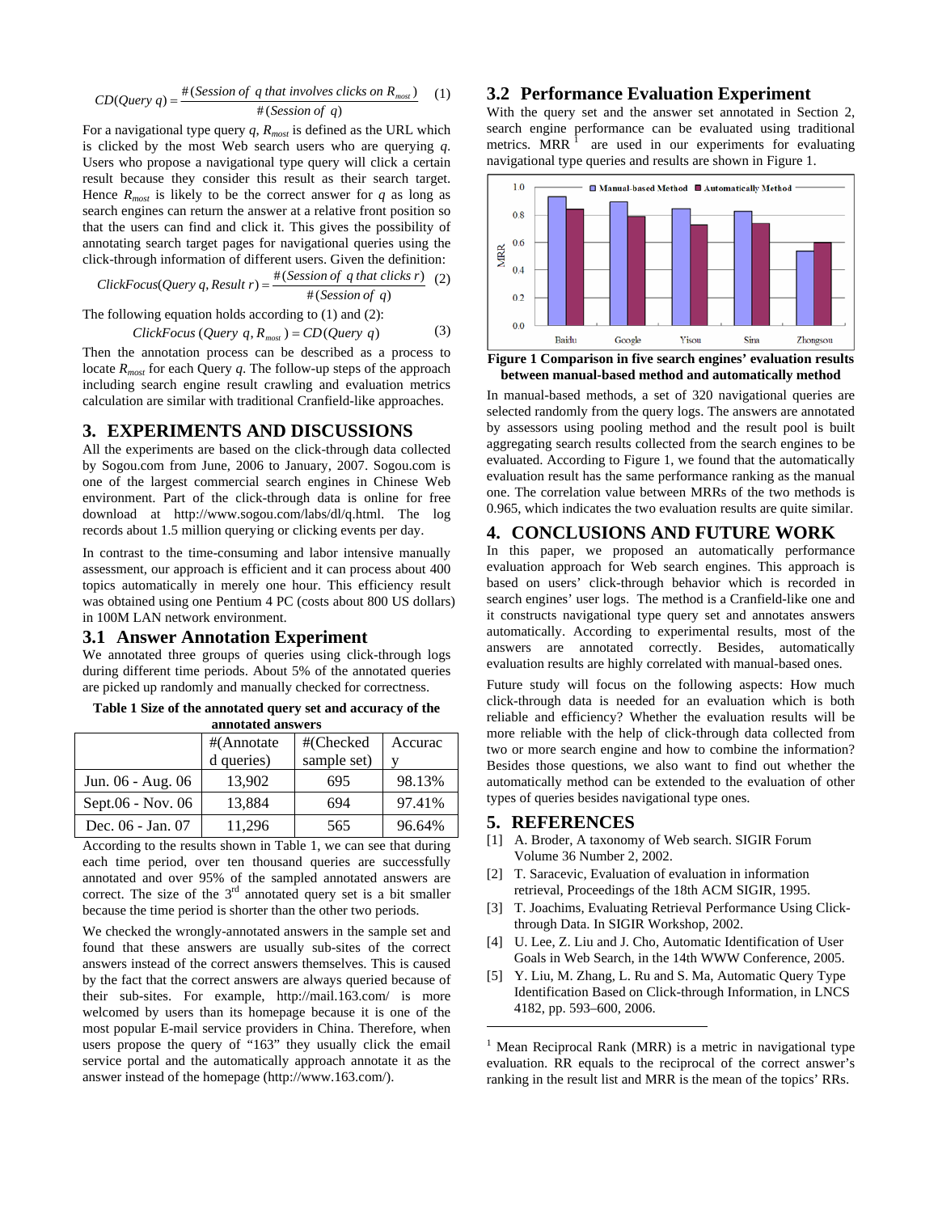$$CD(Query\ q) = \frac{\#(Session\ of\ \ q\ that\ involves\ clicks\ on\ R_{most})}{\#(Session\ of\ \ q)} \quad (1)$$

For a navigational type query $q$, $R_{most}$ is defined as the URL which is clicked by the most Web search users who are querying $q$. Users who propose a navigational type query will click a certain result because they consider this result as their search target. Hence $R_{most}$ is likely to be the correct answer for $q$ as long as search engines can return the answer at a relative front position so that the users can find and click it. This gives the possibility of annotating search target pages for navigational queries using the click-through information of different users. Given the definition:

$$ClickFocus(Query\ q, Result\ r) = \frac{\#(Session\ of\ \ q\ that\ clicks\ r)}{\#(Session\ of\ \ q)} \quad (2)$$

The following equation holds according to (1) and (2):

$$ClickFocus\ (Query\ q, R_{most}) = CD(Query\ q) \quad (3)$$

Then the annotation process can be described as a process to locate $R_{most}$ for each Query $q$. The follow-up steps of the approach including search engine result crawling and evaluation metrics calculation are similar with traditional Cranfield-like approaches.

## 3. EXPERIMENTS AND DISCUSSIONS

All the experiments are based on the click-through data collected by Sogou.com from June, 2006 to January, 2007. Sogou.com is one of the largest commercial search engines in Chinese Web environment. Part of the click-through data is online for free download at http://www.sogou.com/labs/dl/q.html. The log records about 1.5 million querying or clicking events per day.

In contrast to the time-consuming and labor intensive manually assessment, our approach is efficient and it can process about 400 topics automatically in merely one hour. This efficiency result was obtained using one Pentium 4 PC (costs about 800 US dollars) in 100M LAN network environment.

### 3.1 Answer Annotation Experiment

We annotated three groups of queries using click-through logs during different time periods. About 5% of the annotated queries are picked up randomly and manually checked for correctness.

**Table 1 Size of the annotated query set and accuracy of the annotated answers**

| | #(Annotated queries) | #(Checked sample set) | Accuracy |
|---|---|---|---|
| Jun. 06 - Aug. 06 | 13,902 | 695 | 98.13% |
| Sept.06 - Nov. 06 | 13,884 | 694 | 97.41% |
| Dec. 06 - Jan. 07 | 11,296 | 565 | 96.64% |

According to the results shown in Table 1, we can see that during each time period, over ten thousand queries are successfully annotated and over 95% of the sampled annotated answers are correct. The size of the 3rd annotated query set is a bit smaller because the time period is shorter than the other two periods.

We checked the wrongly-annotated answers in the sample set and found that these answers are usually sub-sites of the correct answers instead of the correct answers themselves. This is caused by the fact that the correct answers are always queried because of their sub-sites. For example, http://mail.163.com/ is more welcomed by users than its homepage because it is one of the most popular E-mail service providers in China. Therefore, when users propose the query of "163" they usually click the email service portal and the automatically approach annotate it as the answer instead of the homepage (http://www.163.com/).

### 3.2 Performance Evaluation Experiment

With the query set and the answer set annotated in Section 2, search engine performance can be evaluated using traditional metrics. MRR [1] are used in our experiments for evaluating navigational type queries and results are shown in Figure 1.

Manual-based Method
Automatically Method
MRR
1.0
0.8
0.6
0.4
0.2
0.0
Baidu
Google
Yisou
Sina
Zhongsou

**Figure 1 Comparison in five search engines' evaluation results between manual-based method and automatically method**

In manual-based methods, a set of 320 navigational queries are selected randomly from the query logs. The answers are annotated by assessors using pooling method and the result pool is built aggregating search results collected from the search engines to be evaluated. According to Figure 1, we found that the automatically evaluation result has the same performance ranking as the manual one. The correlation value between MRRs of the two methods is 0.965, which indicates the two evaluation results are quite similar.

## 4. CONCLUSIONS AND FUTURE WORK

In this paper, we proposed an automatically performance evaluation approach for Web search engines. This approach is based on users' click-through behavior which is recorded in search engines' user logs. The method is a Cranfield-like one and it constructs navigational type query set and annotates answers automatically. According to experimental results, most of the answers are annotated correctly. Besides, automatically evaluation results are highly correlated with manual-based ones.

Future study will focus on the following aspects: How much click-through data is needed for an evaluation which is both reliable and efficiency? Whether the evaluation results will be more reliable with the help of click-through data collected from two or more search engine and how to combine the information? Besides those questions, we also want to find out whether the automatically method can be extended to the evaluation of other types of queries besides navigational type ones.

## 5. REFERENCES

[1] A. Broder, A taxonomy of Web search. SIGIR Forum Volume 36 Number 2, 2002.

[2] T. Saracevic, Evaluation of evaluation in information retrieval, Proceedings of the 18th ACM SIGIR, 1995.

[3] T. Joachims, Evaluating Retrieval Performance Using Click-through Data. In SIGIR Workshop, 2002.

[4] U. Lee, Z. Liu and J. Cho, Automatic Identification of User Goals in Web Search, in the 14th WWW Conference, 2005.

[5] Y. Liu, M. Zhang, L. Ru and S. Ma, Automatic Query Type Identification Based on Click-through Information, in LNCS 4182, pp. 593–600, 2006.

---

[1] Mean Reciprocal Rank (MRR) is a metric in navigational type evaluation. RR equals to the reciprocal of the correct answer's ranking in the result list and MRR is the mean of the topics' RRs.